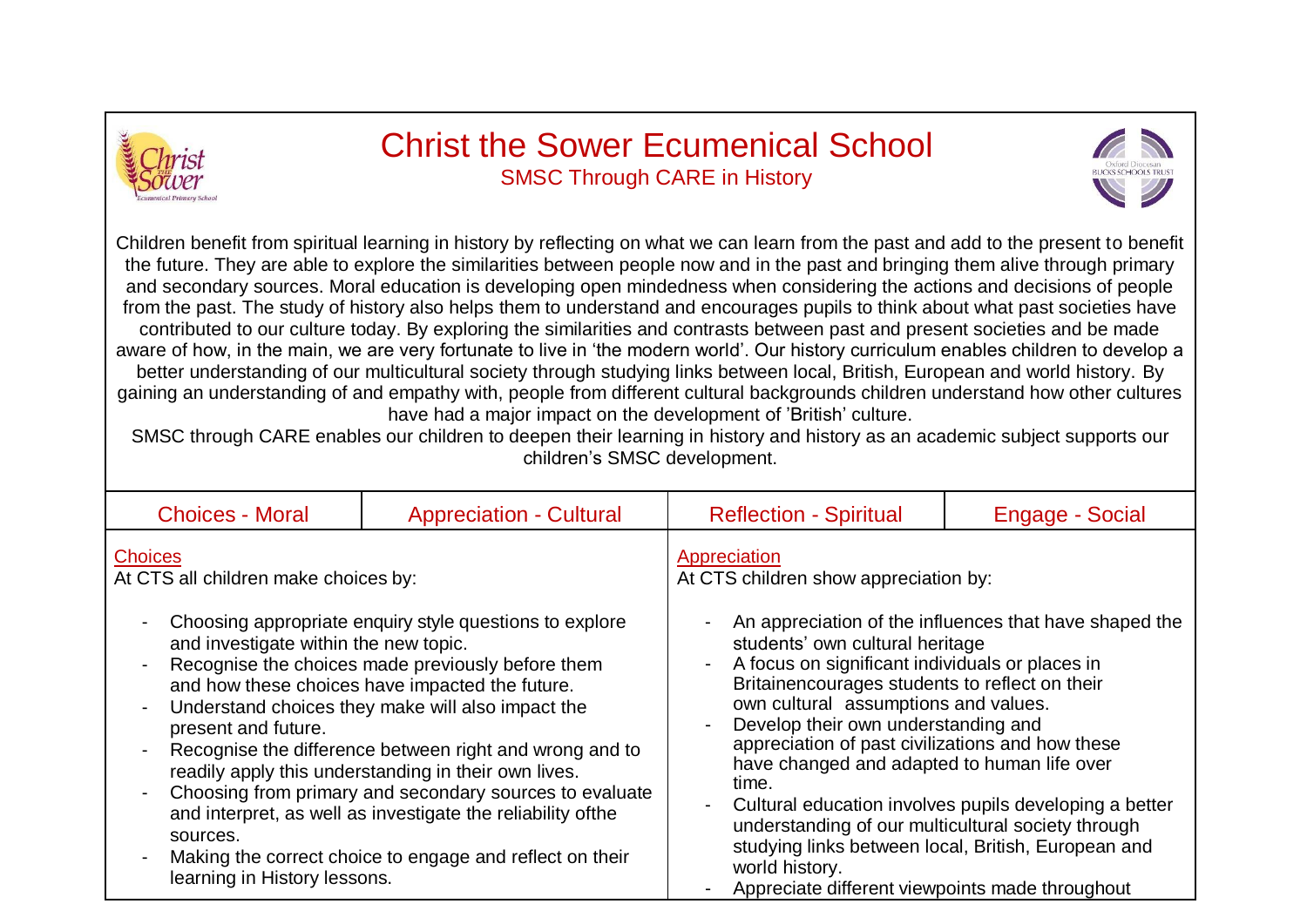# Christ the Sower Ecumenical School

## SMSC Through CARE in History

Children benefit from spiritual learning in history by reflecting on what we can learn from the past and add to the present to benefit the future. They are able to explore the similarities between people now and in the past and bringing them alive through primary and secondary sources. Moral education is developing open mindedness when considering the actions and decisions of people from the past. The study of history also helps them to understand and encourages pupils to think about what past societies have contributed to our culture today. By exploring the similarities and contrasts between past and present societies and be made aware of how, in the main, we are very fortunate to live in 'the modern world'. Our history curriculum enables children to develop a better understanding of our multicultural society through studying links between local, British, European and world history. By gaining an understanding of and empathy with, people from different cultural backgrounds children understand how other cultures have had a major impact on the development of 'British' culture.

SMSC through CARE enables our children to deepen their learning in history and history as an academic subject supports our children's SMSC development.

| Choices - Moral | Appreciation - Cultural | Reflection - Spiritual | Engage - Social |
|---|---|---|---|

**Choices**

At CTS all children make choices by:

- Choosing appropriate enquiry style questions to explore and investigate within the new topic.
- Recognise the choices made previously before them and how these choices have impacted the future.
- Understand choices they make will also impact the present and future.
- Recognise the difference between right and wrong and to readily apply this understanding in their own lives.
- Choosing from primary and secondary sources to evaluate and interpret, as well as investigate the reliability ofthe sources.
- Making the correct choice to engage and reflect on their learning in History lessons.

**Appreciation**

At CTS children show appreciation by:

- An appreciation of the influences that have shaped the students' own cultural heritage
- A focus on significant individuals or places in Britainencourages students to reflect on their own cultural assumptions and values.
- Develop their own understanding and appreciation of past civilizations and how these have changed and adapted to human life over time.
- Cultural education involves pupils developing a better understanding of our multicultural society through studying links between local, British, European and world history.
- Appreciate different viewpoints made throughout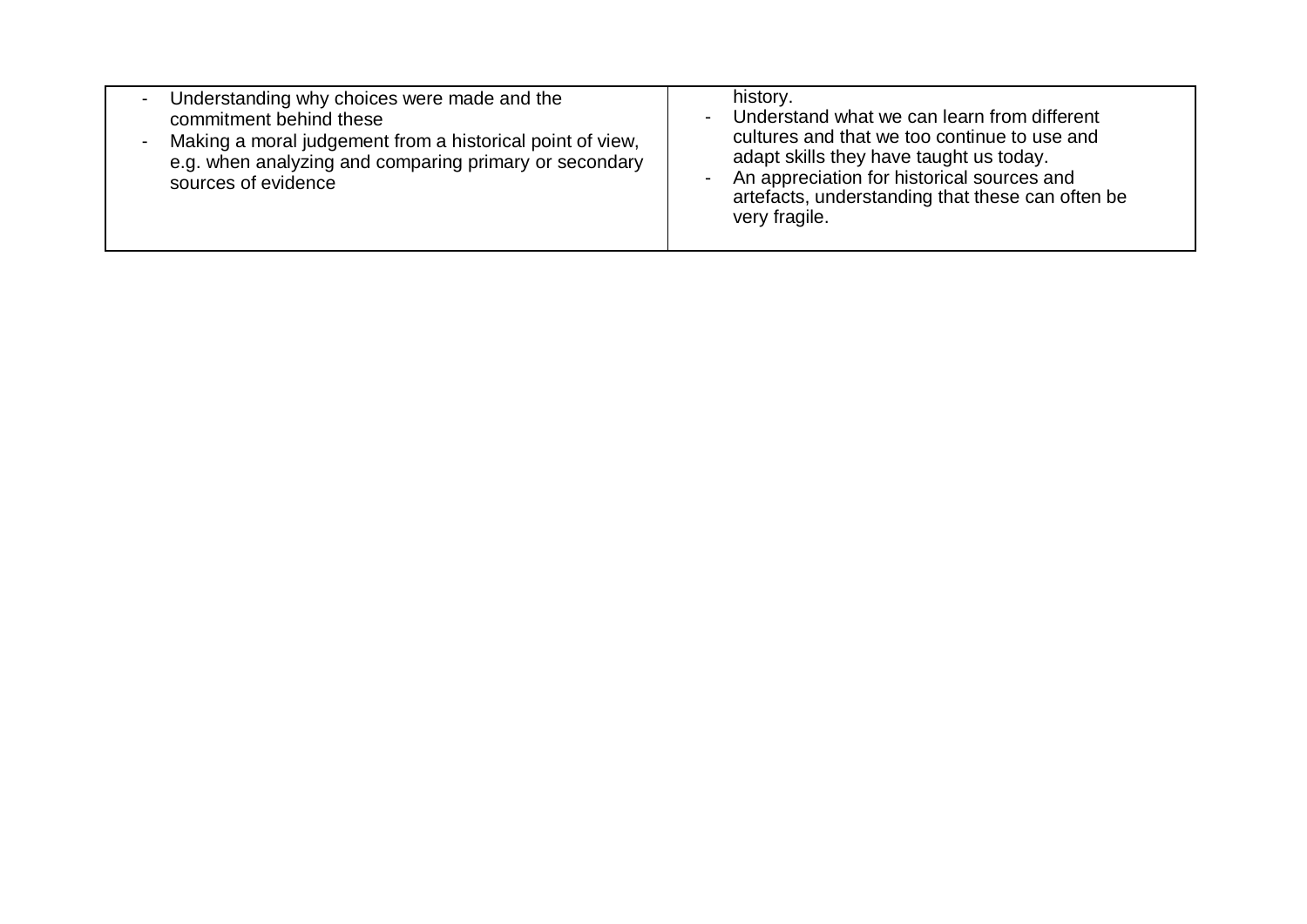| | |
|---|---|
| - Understanding why choices were made and the commitment behind these<br>- Making a moral judgement from a historical point of view, e.g. when analyzing and comparing primary or secondary sources of evidence | history.<br>- Understand what we can learn from different cultures and that we too continue to use and adapt skills they have taught us today.<br>- An appreciation for historical sources and artefacts, understanding that these can often be very fragile. |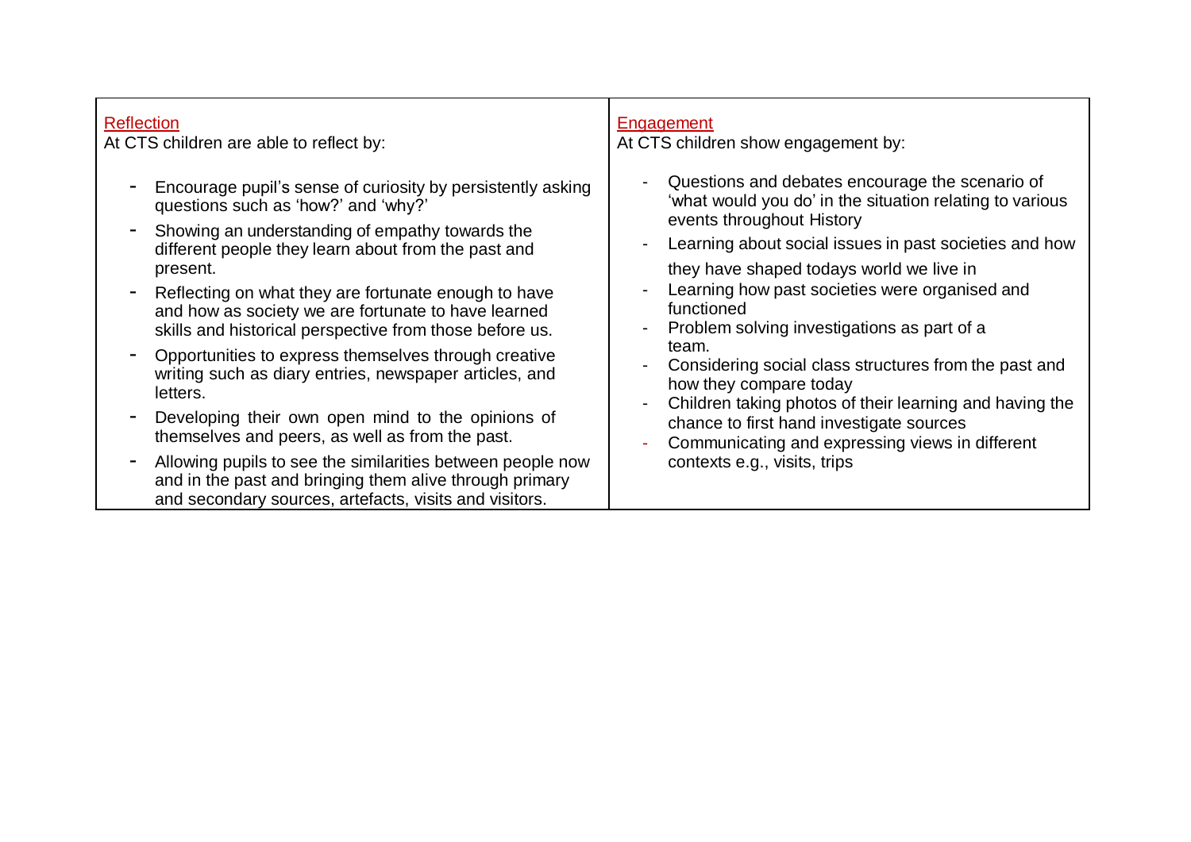| Reflection | Engagement |
|---|---|
| At CTS children are able to reflect by:<br><br>- Encourage pupil's sense of curiosity by persistently asking questions such as 'how?' and 'why?'<br>- Showing an understanding of empathy towards the different people they learn about from the past and present.<br>- Reflecting on what they are fortunate enough to have and how as society we are fortunate to have learned skills and historical perspective from those before us.<br>- Opportunities to express themselves through creative writing such as diary entries, newspaper articles, and letters.<br>- Developing their own open mind to the opinions of themselves and peers, as well as from the past.<br>- Allowing pupils to see the similarities between people now and in the past and bringing them alive through primary and secondary sources, artefacts, visits and visitors. | At CTS children show engagement by:<br><br>- Questions and debates encourage the scenario of 'what would you do' in the situation relating to various events throughout History<br>- Learning about social issues in past societies and how they have shaped todays world we live in<br>- Learning how past societies were organised and functioned<br>- Problem solving investigations as part of a team.<br>- Considering social class structures from the past and how they compare today<br>- Children taking photos of their learning and having the chance to first hand investigate sources<br>- Communicating and expressing views in different contexts e.g., visits, trips |